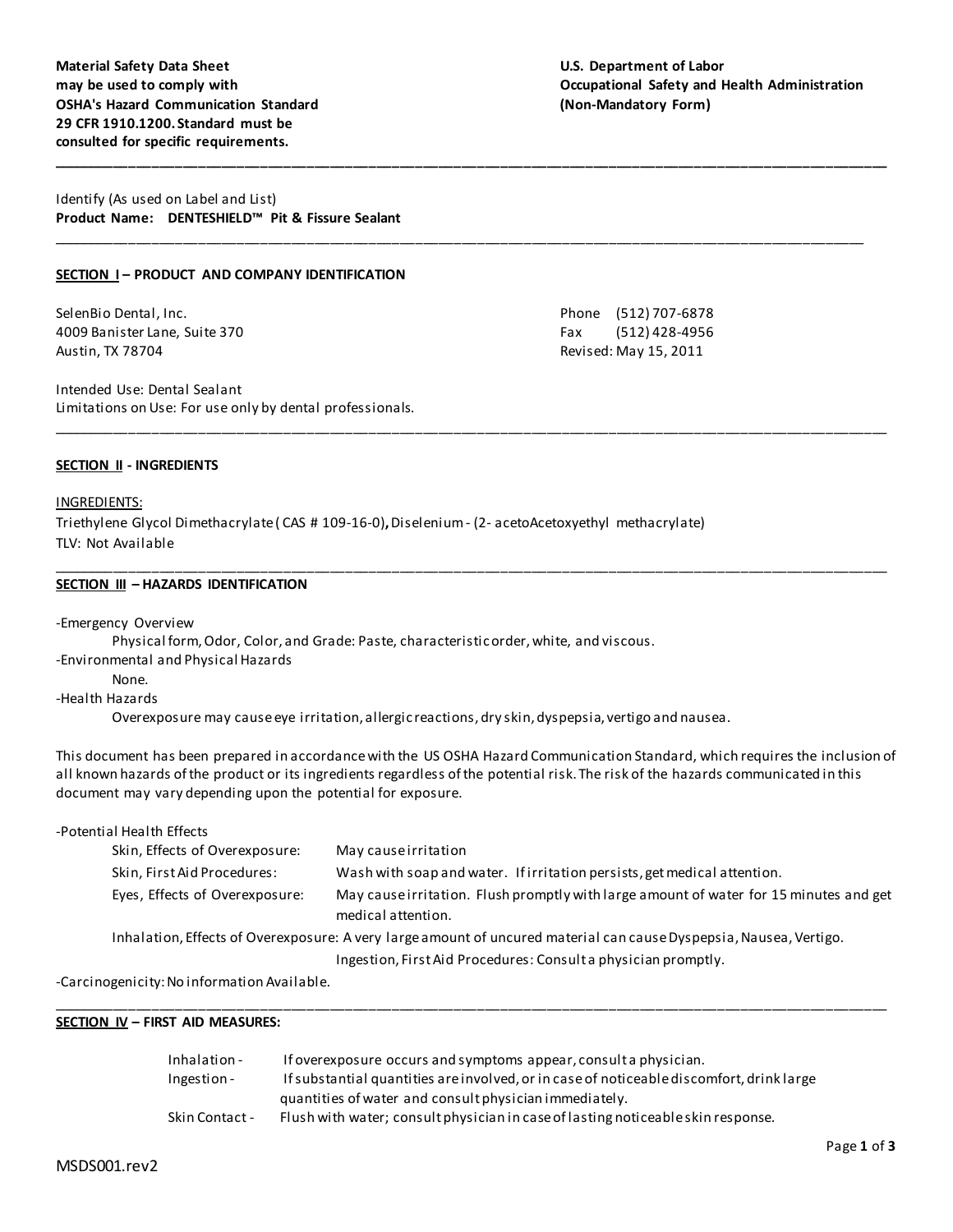**Material Safety Data Sheet may be used to comply with OSHA's Hazard Communication Standard 29 CFR 1910.1200. Standard must be consulted for specific requirements.**

**U.S. Department of Labor**
**Occupational Safety and Health Administration**
**(Non-Mandatory Form)**

---

Identify (As used on Label and List)
**Product Name: DENTESHIELD™ Pit & Fissure Sealant**

---

## SECTION I – PRODUCT AND COMPANY IDENTIFICATION

SelenBio Dental, Inc.
4009 Banister Lane, Suite 370
Austin, TX 78704

Phone (512) 707-6878
Fax (512) 428-4956
Revised: May 15, 2011

Intended Use: Dental Sealant
Limitations on Use: For use only by dental professionals.

---

## SECTION II - INGREDIENTS

INGREDIENTS:
Triethylene Glycol Dimethacrylate ( CAS # 109-16-0)**,** Diselenium - (2- acetoAcetoxyethyl methacrylate)
TLV: Not Available

---

## SECTION III – HAZARDS IDENTIFICATION

-Emergency Overview
Physical form, Odor, Color, and Grade: Paste, characteristic order, white, and viscous.
-Environmental and Physical Hazards
None.
-Health Hazards
Overexposure may cause eye irritation, allergic reactions, dry skin, dyspepsia, vertigo and nausea.

This document has been prepared in accordance with the US OSHA Hazard Communication Standard, which requires the inclusion of all known hazards of the product or its ingredients regardless of the potential risk. The risk of the hazards communicated in this document may vary depending upon the potential for exposure.

-Potential Health Effects

| | |
|---|---|
| Skin, Effects of Overexposure: | May cause irritation |
| Skin, First Aid Procedures: | Wash with soap and water. If irritation persists, get medical attention. |
| Eyes, Effects of Overexposure: | May cause irritation. Flush promptly with large amount of water for 15 minutes and get medical attention. |
| Inhalation, Effects of Overexposure: | A very large amount of uncured material can cause Dyspepsia, Nausea, Vertigo. |
| | Ingestion, First Aid Procedures: Consult a physician promptly. |

-Carcinogenicity: No information Available.

---

## SECTION IV – FIRST AID MEASURES:

| | |
|---|---|
| Inhalation - | If overexposure occurs and symptoms appear, consult a physician. |
| Ingestion - | If substantial quantities are involved, or in case of noticeable discomfort, drink large quantities of water and consult physician immediately. |
| Skin Contact - | Flush with water; consult physician in case of lasting noticeable skin response. |

MSDS001.rev2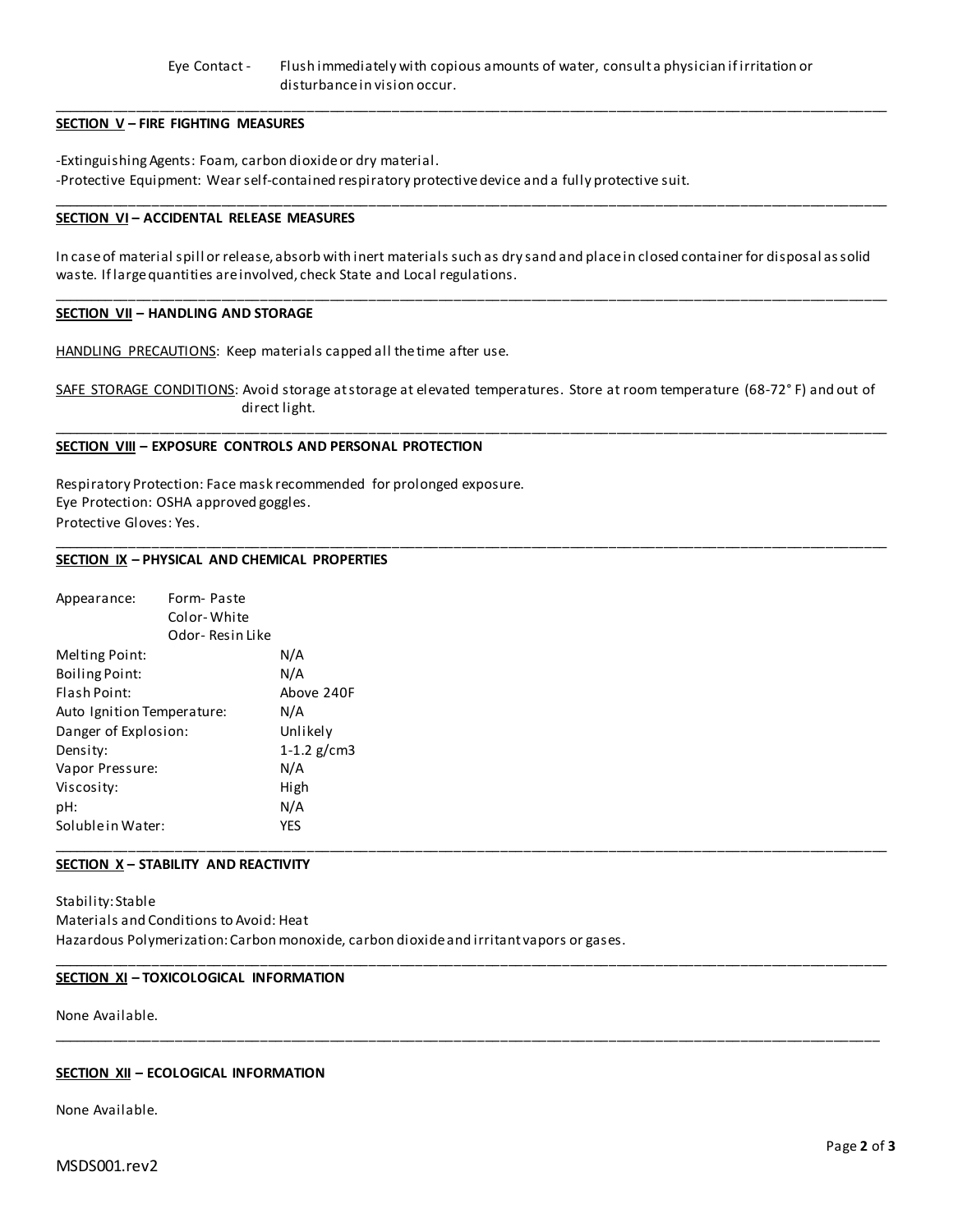Eye Contact - Flush immediately with copious amounts of water, consult a physician if irritation or disturbance in vision occur.

---

## SECTION V – FIRE FIGHTING MEASURES

-Extinguishing Agents: Foam, carbon dioxide or dry material.

-Protective Equipment: Wear self-contained respiratory protective device and a fully protective suit.

---

## SECTION VI – ACCIDENTAL RELEASE MEASURES

In case of material spill or release, absorb with inert materials such as dry sand and place in closed container for disposal as solid waste. If large quantities are involved, check State and Local regulations.

---

## SECTION VII – HANDLING AND STORAGE

HANDLING PRECAUTIONS: Keep materials capped all the time after use.

SAFE STORAGE CONDITIONS: Avoid storage at storage at elevated temperatures. Store at room temperature (68-72° F) and out of direct light.

---

## SECTION VIII – EXPOSURE CONTROLS AND PERSONAL PROTECTION

Respiratory Protection: Face mask recommended for prolonged exposure.

Eye Protection: OSHA approved goggles.

Protective Gloves: Yes.

---

## SECTION IX – PHYSICAL AND CHEMICAL PROPERTIES

| Property | Value |
| --- | --- |
| Appearance: | Form- Paste |
| | Color- White |
| | Odor- Resin Like |
| Melting Point: | N/A |
| Boiling Point: | N/A |
| Flash Point: | Above 240F |
| Auto Ignition Temperature: | N/A |
| Danger of Explosion: | Unlikely |
| Density: | 1-1.2 g/cm3 |
| Vapor Pressure: | N/A |
| Viscosity: | High |
| pH: | N/A |
| Soluble in Water: | YES |

---

## SECTION X – STABILITY AND REACTIVITY

Stability: Stable

Materials and Conditions to Avoid: Heat

Hazardous Polymerization: Carbon monoxide, carbon dioxide and irritant vapors or gases.

---

## SECTION XI – TOXICOLOGICAL INFORMATION

None Available.

---

## SECTION XII – ECOLOGICAL INFORMATION

None Available.

MSDS001.rev2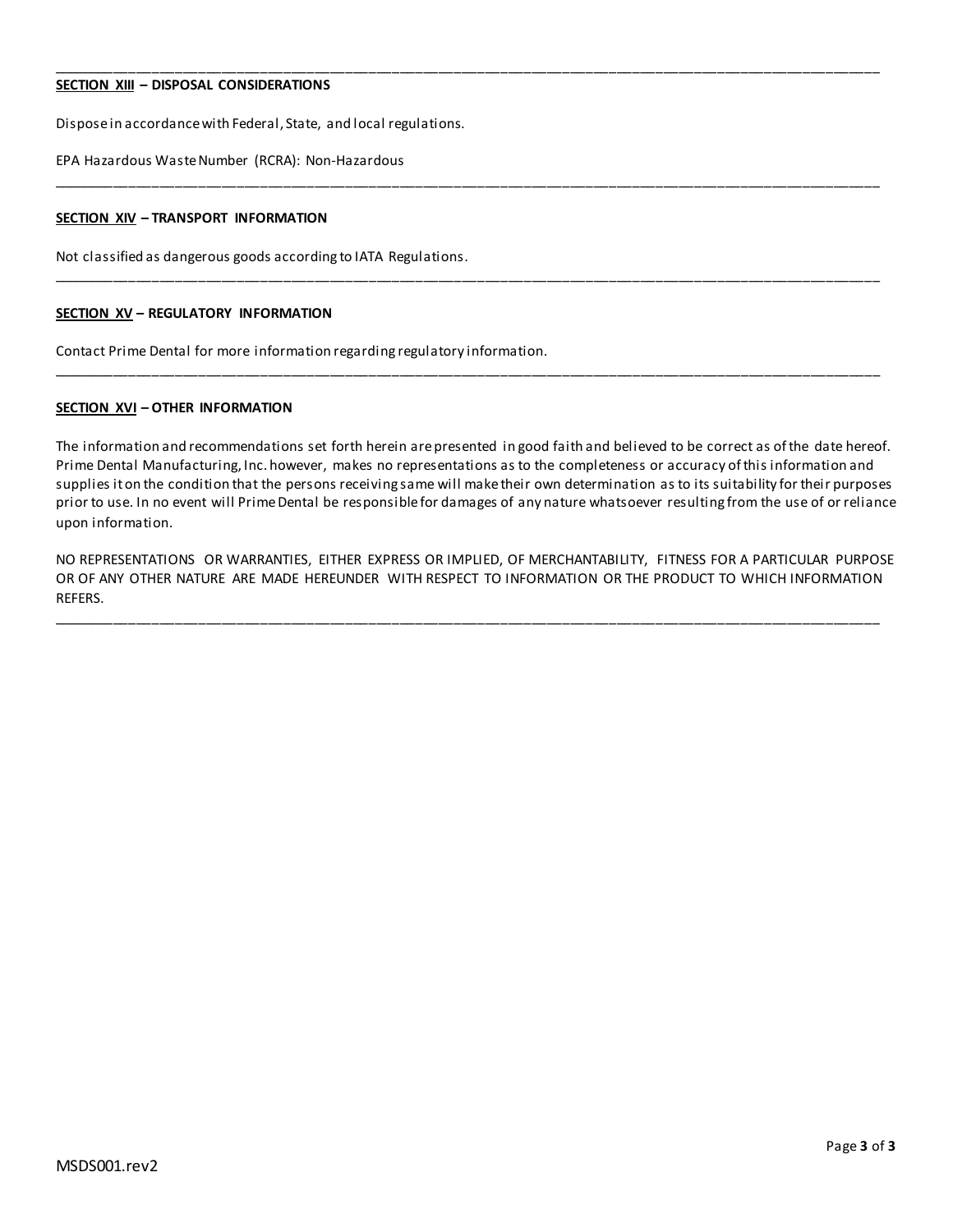## SECTION XIII – DISPOSAL CONSIDERATIONS

Dispose in accordance with Federal, State, and local regulations.

EPA Hazardous Waste Number (RCRA): Non-Hazardous

---

## SECTION XIV – TRANSPORT INFORMATION

Not classified as dangerous goods according to IATA Regulations.

---

## SECTION XV – REGULATORY INFORMATION

Contact Prime Dental for more information regarding regulatory information.

---

## SECTION XVI – OTHER INFORMATION

The information and recommendations set forth herein are presented in good faith and believed to be correct as of the date hereof. Prime Dental Manufacturing, Inc. however, makes no representations as to the completeness or accuracy of this information and supplies it on the condition that the persons receiving same will make their own determination as to its suitability for their purposes prior to use. In no event will Prime Dental be responsible for damages of any nature whatsoever resulting from the use of or reliance upon information.

NO REPRESENTATIONS OR WARRANTIES, EITHER EXPRESS OR IMPLIED, OF MERCHANTABILITY, FITNESS FOR A PARTICULAR PURPOSE OR OF ANY OTHER NATURE ARE MADE HEREUNDER WITH RESPECT TO INFORMATION OR THE PRODUCT TO WHICH INFORMATION REFERS.

---

MSDS001.rev2